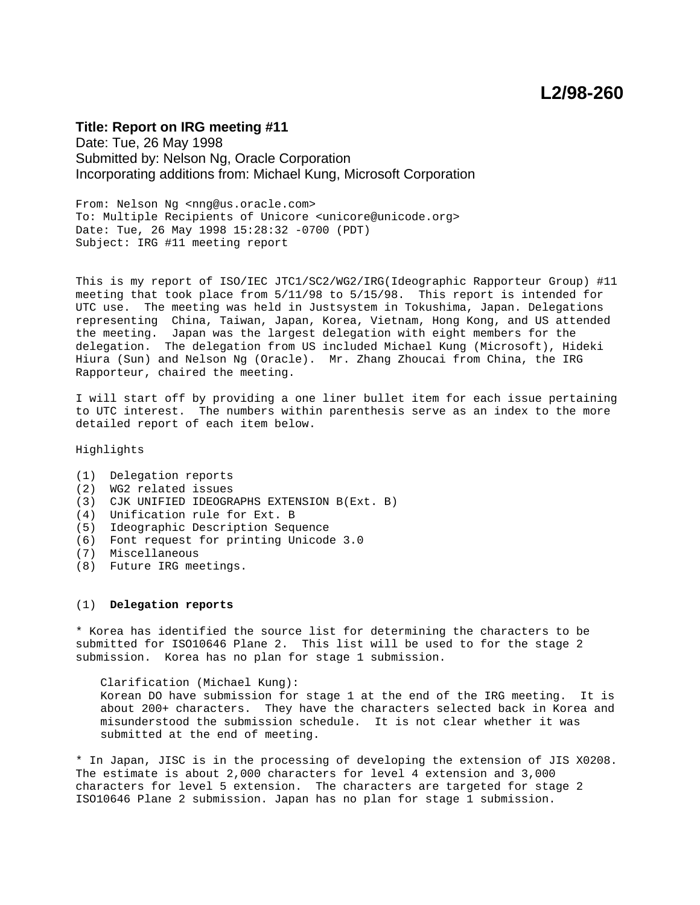# L2/98-260

**Title: Report on IRG meeting #11**
Date: Tue, 26 May 1998
Submitted by: Nelson Ng, Oracle Corporation
Incorporating additions from: Michael Kung, Microsoft Corporation

From: Nelson Ng <nng@us.oracle.com>
To: Multiple Recipients of Unicore <unicore@unicode.org>
Date: Tue, 26 May 1998 15:28:32 -0700 (PDT)
Subject: IRG #11 meeting report

This is my report of ISO/IEC JTC1/SC2/WG2/IRG(Ideographic Rapporteur Group) #11 meeting that took place from 5/11/98 to 5/15/98. This report is intended for UTC use. The meeting was held in Justsystem in Tokushima, Japan. Delegations representing China, Taiwan, Japan, Korea, Vietnam, Hong Kong, and US attended the meeting. Japan was the largest delegation with eight members for the delegation. The delegation from US included Michael Kung (Microsoft), Hideki Hiura (Sun) and Nelson Ng (Oracle). Mr. Zhang Zhoucai from China, the IRG Rapporteur, chaired the meeting.

I will start off by providing a one liner bullet item for each issue pertaining to UTC interest. The numbers within parenthesis serve as an index to the more detailed report of each item below.

Highlights

(1) Delegation reports
(2) WG2 related issues
(3) CJK UNIFIED IDEOGRAPHS EXTENSION B(Ext. B)
(4) Unification rule for Ext. B
(5) Ideographic Description Sequence
(6) Font request for printing Unicode 3.0
(7) Miscellaneous
(8) Future IRG meetings.

(1) **Delegation reports**

* Korea has identified the source list for determining the characters to be submitted for ISO10646 Plane 2. This list will be used to for the stage 2 submission. Korea has no plan for stage 1 submission.

> Clarification (Michael Kung):
> Korean DO have submission for stage 1 at the end of the IRG meeting. It is about 200+ characters. They have the characters selected back in Korea and misunderstood the submission schedule. It is not clear whether it was submitted at the end of meeting.

* In Japan, JISC is in the processing of developing the extension of JIS X0208. The estimate is about 2,000 characters for level 4 extension and 3,000 characters for level 5 extension. The characters are targeted for stage 2 ISO10646 Plane 2 submission. Japan has no plan for stage 1 submission.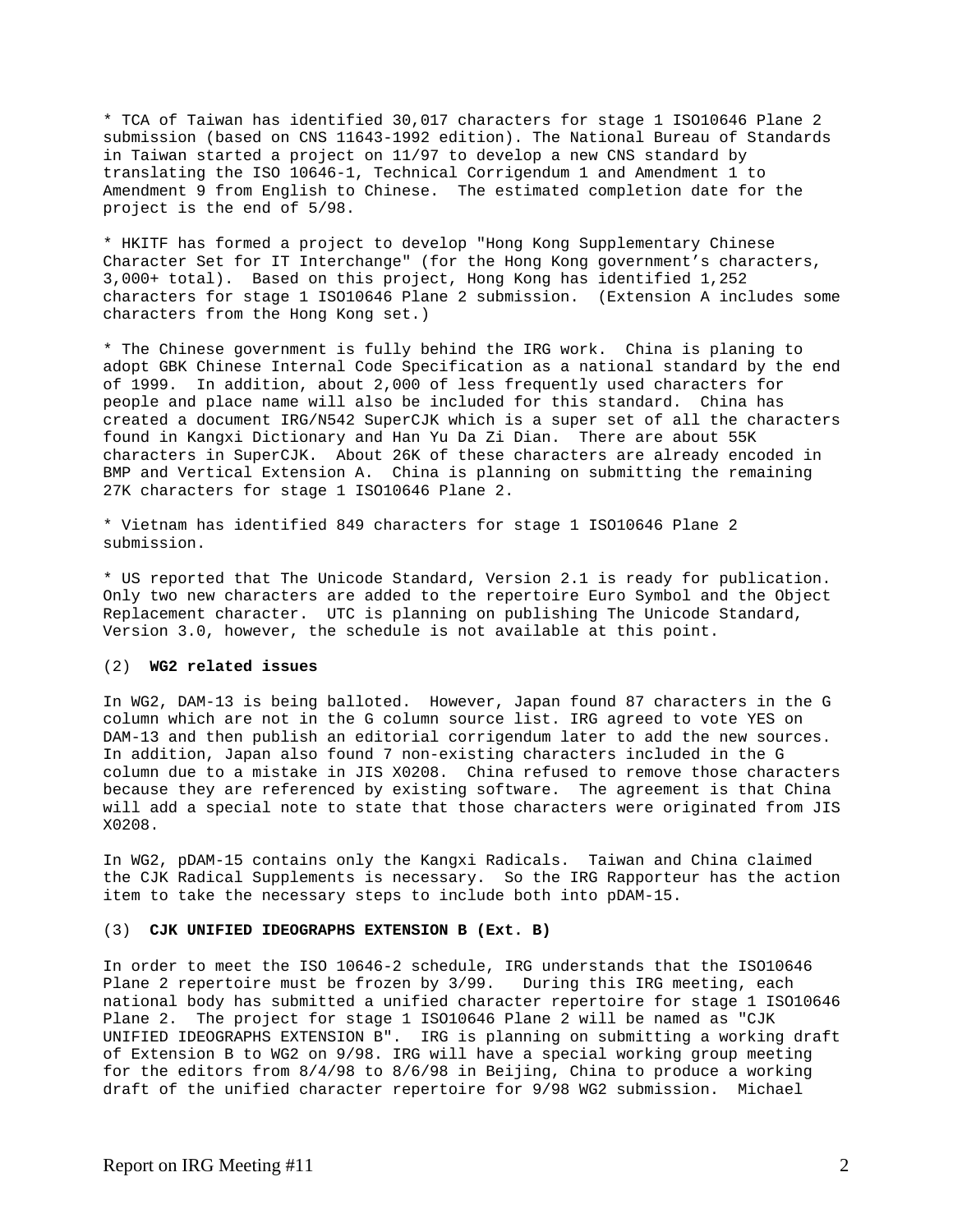* TCA of Taiwan has identified 30,017 characters for stage 1 ISO10646 Plane 2 submission (based on CNS 11643-1992 edition). The National Bureau of Standards in Taiwan started a project on 11/97 to develop a new CNS standard by translating the ISO 10646-1, Technical Corrigendum 1 and Amendment 1 to Amendment 9 from English to Chinese. The estimated completion date for the project is the end of 5/98.

* HKITF has formed a project to develop "Hong Kong Supplementary Chinese Character Set for IT Interchange" (for the Hong Kong government's characters, 3,000+ total). Based on this project, Hong Kong has identified 1,252 characters for stage 1 ISO10646 Plane 2 submission. (Extension A includes some characters from the Hong Kong set.)

* The Chinese government is fully behind the IRG work. China is planing to adopt GBK Chinese Internal Code Specification as a national standard by the end of 1999. In addition, about 2,000 of less frequently used characters for people and place name will also be included for this standard. China has created a document IRG/N542 SuperCJK which is a super set of all the characters found in Kangxi Dictionary and Han Yu Da Zi Dian. There are about 55K characters in SuperCJK. About 26K of these characters are already encoded in BMP and Vertical Extension A. China is planning on submitting the remaining 27K characters for stage 1 ISO10646 Plane 2.

* Vietnam has identified 849 characters for stage 1 ISO10646 Plane 2 submission.

* US reported that The Unicode Standard, Version 2.1 is ready for publication. Only two new characters are added to the repertoire Euro Symbol and the Object Replacement character. UTC is planning on publishing The Unicode Standard, Version 3.0, however, the schedule is not available at this point.

(2) **WG2 related issues**

In WG2, DAM-13 is being balloted. However, Japan found 87 characters in the G column which are not in the G column source list. IRG agreed to vote YES on DAM-13 and then publish an editorial corrigendum later to add the new sources. In addition, Japan also found 7 non-existing characters included in the G column due to a mistake in JIS X0208. China refused to remove those characters because they are referenced by existing software. The agreement is that China will add a special note to state that those characters were originated from JIS X0208.

In WG2, pDAM-15 contains only the Kangxi Radicals. Taiwan and China claimed the CJK Radical Supplements is necessary. So the IRG Rapporteur has the action item to take the necessary steps to include both into pDAM-15.

(3) **CJK UNIFIED IDEOGRAPHS EXTENSION B (Ext. B)**

In order to meet the ISO 10646-2 schedule, IRG understands that the ISO10646 Plane 2 repertoire must be frozen by 3/99. During this IRG meeting, each national body has submitted a unified character repertoire for stage 1 ISO10646 Plane 2. The project for stage 1 ISO10646 Plane 2 will be named as "CJK UNIFIED IDEOGRAPHS EXTENSION B". IRG is planning on submitting a working draft of Extension B to WG2 on 9/98. IRG will have a special working group meeting for the editors from 8/4/98 to 8/6/98 in Beijing, China to produce a working draft of the unified character repertoire for 9/98 WG2 submission. Michael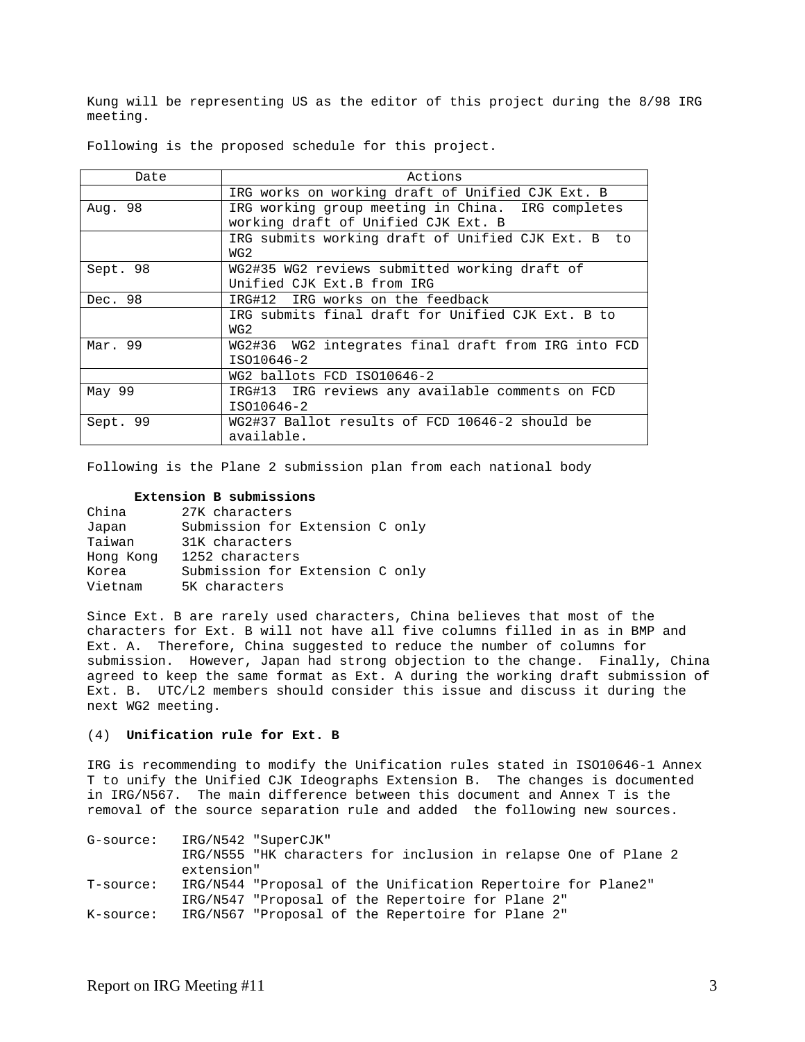Kung will be representing US as the editor of this project during the 8/98 IRG meeting.

Following is the proposed schedule for this project.

| Date | Actions |
|---|---|
| | IRG works on working draft of Unified CJK Ext. B |
| Aug. 98 | IRG working group meeting in China. IRG completes working draft of Unified CJK Ext. B |
| | IRG submits working draft of Unified CJK Ext. B to WG2 |
| Sept. 98 | WG2#35 WG2 reviews submitted working draft of Unified CJK Ext.B from IRG |
| Dec. 98 | IRG#12 IRG works on the feedback |
| | IRG submits final draft for Unified CJK Ext. B to WG2 |
| Mar. 99 | WG2#36 WG2 integrates final draft from IRG into FCD ISO10646-2 |
| | WG2 ballots FCD ISO10646-2 |
| May 99 | IRG#13 IRG reviews any available comments on FCD ISO10646-2 |
| Sept. 99 | WG2#37 Ballot results of FCD 10646-2 should be available. |

Following is the Plane 2 submission plan from each national body

**Extension B submissions**

| | |
|---|---|
| China | 27K characters |
| Japan | Submission for Extension C only |
| Taiwan | 31K characters |
| Hong Kong | 1252 characters |
| Korea | Submission for Extension C only |
| Vietnam | 5K characters |

Since Ext. B are rarely used characters, China believes that most of the characters for Ext. B will not have all five columns filled in as in BMP and Ext. A. Therefore, China suggested to reduce the number of columns for submission. However, Japan had strong objection to the change. Finally, China agreed to keep the same format as Ext. A during the working draft submission of Ext. B. UTC/L2 members should consider this issue and discuss it during the next WG2 meeting.

(4) **Unification rule for Ext. B**

IRG is recommending to modify the Unification rules stated in ISO10646-1 Annex T to unify the Unified CJK Ideographs Extension B. The changes is documented in IRG/N567. The main difference between this document and Annex T is the removal of the source separation rule and added the following new sources.

G-source: IRG/N542 "SuperCJK"
IRG/N555 "HK characters for inclusion in relapse One of Plane 2 extension"

T-source: IRG/N544 "Proposal of the Unification Repertoire for Plane2"
IRG/N547 "Proposal of the Repertoire for Plane 2"

K-source: IRG/N567 "Proposal of the Repertoire for Plane 2"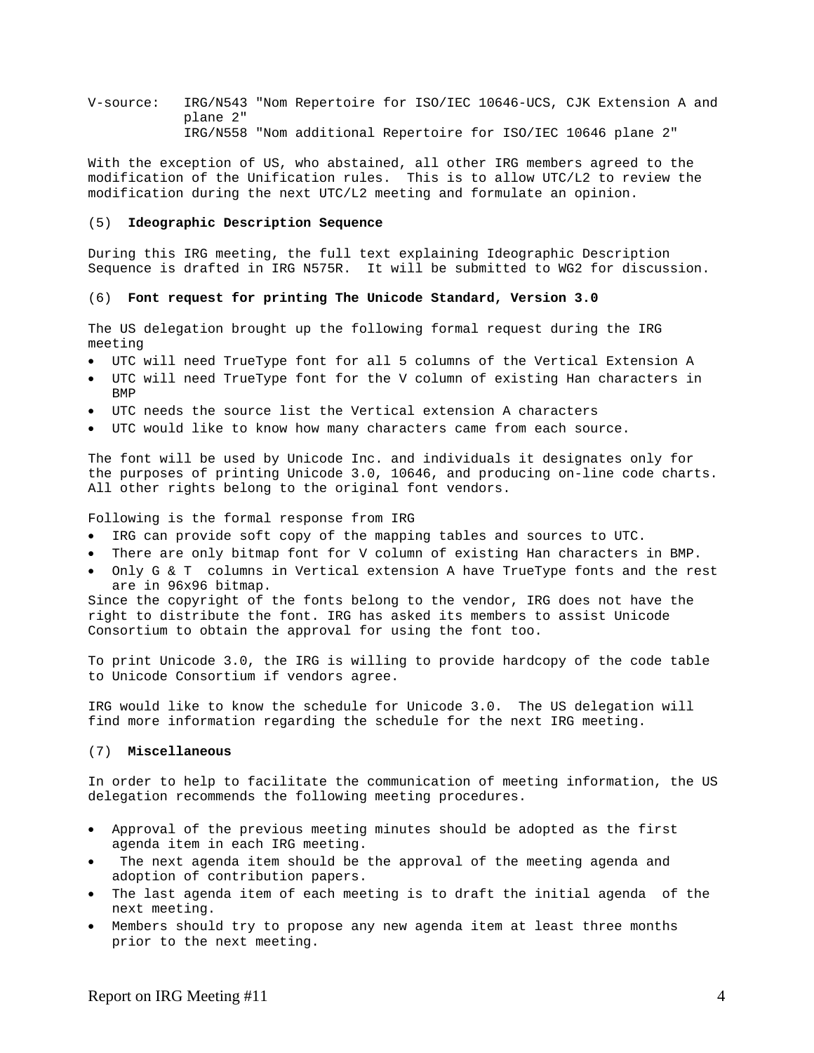V-source: IRG/N543 "Nom Repertoire for ISO/IEC 10646-UCS, CJK Extension A and plane 2"
IRG/N558 "Nom additional Repertoire for ISO/IEC 10646 plane 2"

With the exception of US, who abstained, all other IRG members agreed to the modification of the Unification rules. This is to allow UTC/L2 to review the modification during the next UTC/L2 meeting and formulate an opinion.

(5) **Ideographic Description Sequence**

During this IRG meeting, the full text explaining Ideographic Description Sequence is drafted in IRG N575R. It will be submitted to WG2 for discussion.

(6) **Font request for printing The Unicode Standard, Version 3.0**

The US delegation brought up the following formal request during the IRG meeting

- UTC will need TrueType font for all 5 columns of the Vertical Extension A
- UTC will need TrueType font for the V column of existing Han characters in BMP
- UTC needs the source list the Vertical extension A characters
- UTC would like to know how many characters came from each source.

The font will be used by Unicode Inc. and individuals it designates only for the purposes of printing Unicode 3.0, 10646, and producing on-line code charts. All other rights belong to the original font vendors.

Following is the formal response from IRG

- IRG can provide soft copy of the mapping tables and sources to UTC.
- There are only bitmap font for V column of existing Han characters in BMP.
- Only G & T columns in Vertical extension A have TrueType fonts and the rest are in 96x96 bitmap.

Since the copyright of the fonts belong to the vendor, IRG does not have the right to distribute the font. IRG has asked its members to assist Unicode Consortium to obtain the approval for using the font too.

To print Unicode 3.0, the IRG is willing to provide hardcopy of the code table to Unicode Consortium if vendors agree.

IRG would like to know the schedule for Unicode 3.0. The US delegation will find more information regarding the schedule for the next IRG meeting.

(7) **Miscellaneous**

In order to help to facilitate the communication of meeting information, the US delegation recommends the following meeting procedures.

- Approval of the previous meeting minutes should be adopted as the first agenda item in each IRG meeting.
- The next agenda item should be the approval of the meeting agenda and adoption of contribution papers.
- The last agenda item of each meeting is to draft the initial agenda of the next meeting.
- Members should try to propose any new agenda item at least three months prior to the next meeting.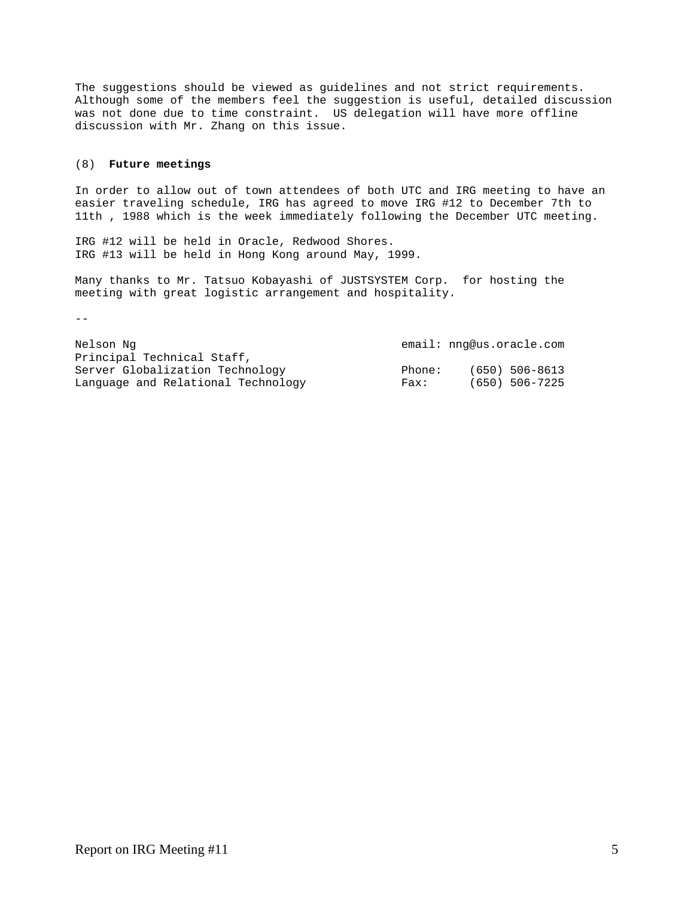The suggestions should be viewed as guidelines and not strict requirements. Although some of the members feel the suggestion is useful, detailed discussion was not done due to time constraint. US delegation will have more offline discussion with Mr. Zhang on this issue.

(8) **Future meetings**

In order to allow out of town attendees of both UTC and IRG meeting to have an easier traveling schedule, IRG has agreed to move IRG #12 to December 7th to 11th , 1988 which is the week immediately following the December UTC meeting.

IRG #12 will be held in Oracle, Redwood Shores.
IRG #13 will be held in Hong Kong around May, 1999.

Many thanks to Mr. Tatsuo Kobayashi of JUSTSYSTEM Corp. for hosting the meeting with great logistic arrangement and hospitality.

--

Nelson Ng
Principal Technical Staff,
Server Globalization Technology
Language and Relational Technology

email: nng@us.oracle.com
Phone: (650) 506-8613
Fax: (650) 506-7225